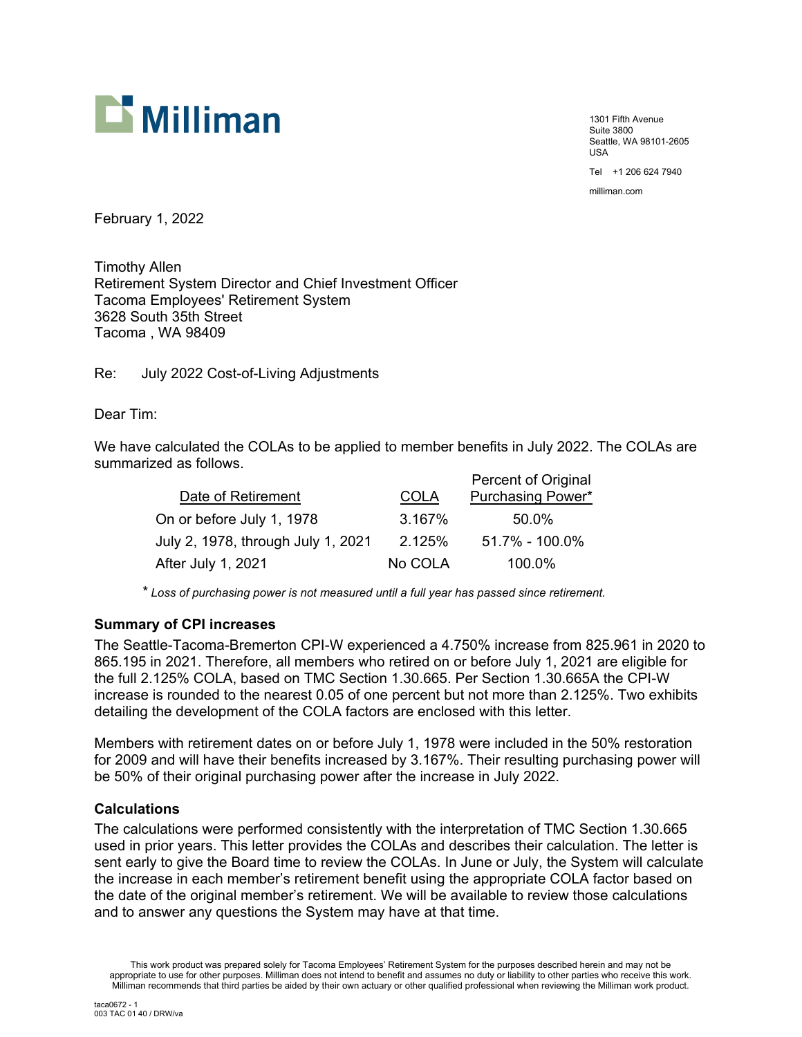Milliman

1301 Fifth Avenue
Suite 3800
Seattle, WA 98101-2605
USA

Tel +1 206 624 7940

milliman.com

February 1, 2022

Timothy Allen
Retirement System Director and Chief Investment Officer
Tacoma Employees' Retirement System
3628 South 35th Street
Tacoma , WA 98409

Re: July 2022 Cost-of-Living Adjustments

Dear Tim:

We have calculated the COLAs to be applied to member benefits in July 2022. The COLAs are summarized as follows.

| Date of Retirement | COLA | Percent of Original Purchasing Power* |
|---|---|---|
| On or before July 1, 1978 | 3.167% | 50.0% |
| July 2, 1978, through July 1, 2021 | 2.125% | 51.7% - 100.0% |
| After July 1, 2021 | No COLA | 100.0% |

*\* Loss of purchasing power is not measured until a full year has passed since retirement.*

**Summary of CPI increases**

The Seattle-Tacoma-Bremerton CPI-W experienced a 4.750% increase from 825.961 in 2020 to 865.195 in 2021. Therefore, all members who retired on or before July 1, 2021 are eligible for the full 2.125% COLA, based on TMC Section 1.30.665. Per Section 1.30.665A the CPI-W increase is rounded to the nearest 0.05 of one percent but not more than 2.125%. Two exhibits detailing the development of the COLA factors are enclosed with this letter.

Members with retirement dates on or before July 1, 1978 were included in the 50% restoration for 2009 and will have their benefits increased by 3.167%. Their resulting purchasing power will be 50% of their original purchasing power after the increase in July 2022.

**Calculations**

The calculations were performed consistently with the interpretation of TMC Section 1.30.665 used in prior years. This letter provides the COLAs and describes their calculation. The letter is sent early to give the Board time to review the COLAs. In June or July, the System will calculate the increase in each member's retirement benefit using the appropriate COLA factor based on the date of the original member's retirement. We will be available to review those calculations and to answer any questions the System may have at that time.

This work product was prepared solely for Tacoma Employees' Retirement System for the purposes described herein and may not be appropriate to use for other purposes. Milliman does not intend to benefit and assumes no duty or liability to other parties who receive this work. Milliman recommends that third parties be aided by their own actuary or other qualified professional when reviewing the Milliman work product.

taca0672 - 1
003 TAC 01 40 / DRW/va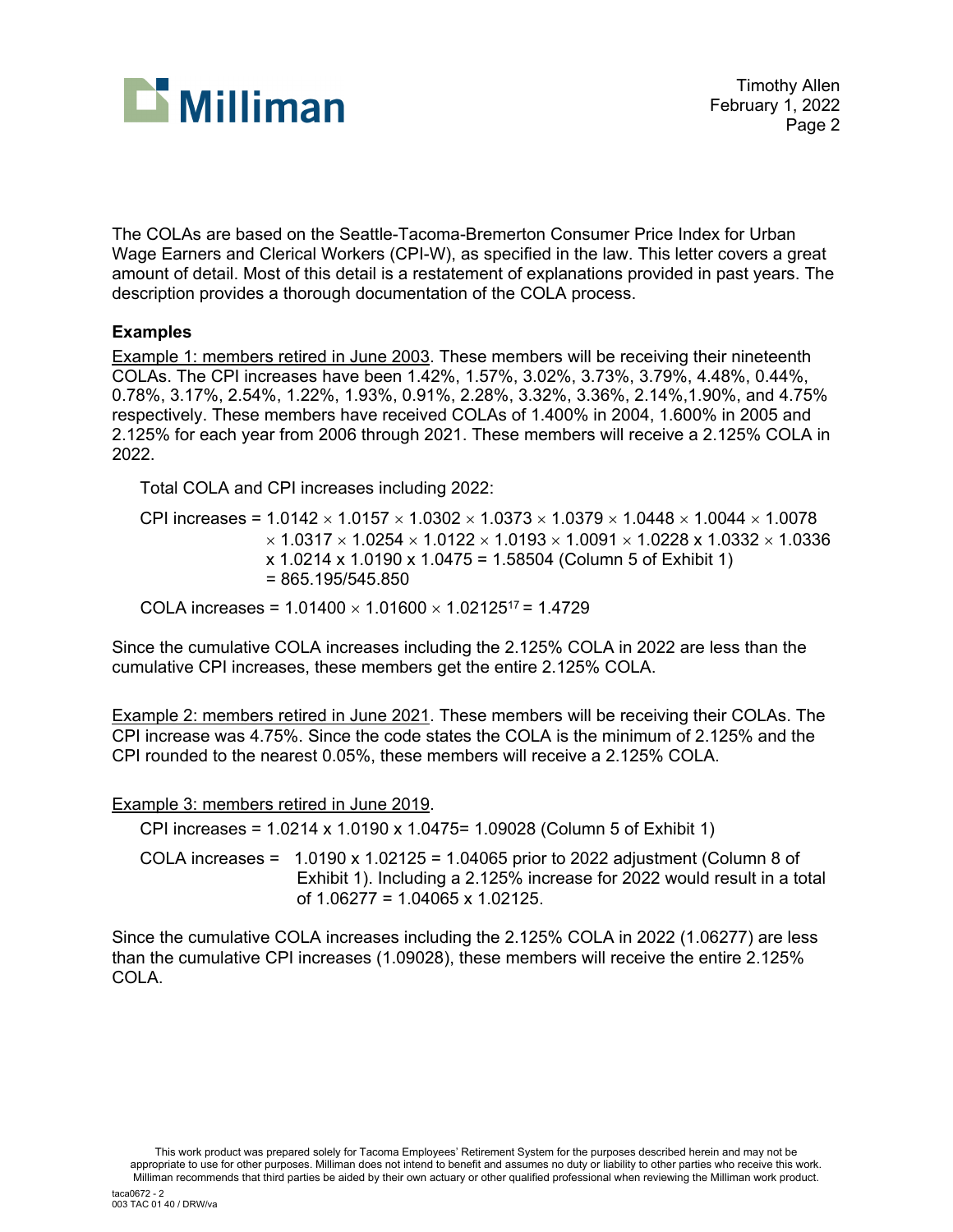The COLAs are based on the Seattle-Tacoma-Bremerton Consumer Price Index for Urban Wage Earners and Clerical Workers (CPI-W), as specified in the law. This letter covers a great amount of detail. Most of this detail is a restatement of explanations provided in past years. The description provides a thorough documentation of the COLA process.

**Examples**

Example 1: members retired in June 2003. These members will be receiving their nineteenth COLAs. The CPI increases have been 1.42%, 1.57%, 3.02%, 3.73%, 3.79%, 4.48%, 0.44%, 0.78%, 3.17%, 2.54%, 1.22%, 1.93%, 0.91%, 2.28%, 3.32%, 3.36%, 2.14%,1.90%, and 4.75% respectively. These members have received COLAs of 1.400% in 2004, 1.600% in 2005 and 2.125% for each year from 2006 through 2021. These members will receive a 2.125% COLA in 2022.

Total COLA and CPI increases including 2022:

CPI increases = $1.0142 \times 1.0157 \times 1.0302 \times 1.0373 \times 1.0379 \times 1.0448 \times 1.0044 \times 1.0078 \times 1.0317 \times 1.0254 \times 1.0122 \times 1.0193 \times 1.0091 \times 1.0228 \times 1.0332 \times 1.0336 \times 1.0214 \times 1.0190 \times 1.0475 = 1.58504$ (Column 5 of Exhibit 1)
$= 865.195/545.850$

COLA increases = $1.01400 \times 1.01600 \times 1.02125^{17} = 1.4729$

Since the cumulative COLA increases including the 2.125% COLA in 2022 are less than the cumulative CPI increases, these members get the entire 2.125% COLA.

Example 2: members retired in June 2021. These members will be receiving their COLAs. The CPI increase was 4.75%. Since the code states the COLA is the minimum of 2.125% and the CPI rounded to the nearest 0.05%, these members will receive a 2.125% COLA.

Example 3: members retired in June 2019.

CPI increases = $1.0214 \times 1.0190 \times 1.0475 = 1.09028$ (Column 5 of Exhibit 1)

COLA increases = $1.0190 \times 1.02125 = 1.04065$ prior to 2022 adjustment (Column 8 of Exhibit 1). Including a 2.125% increase for 2022 would result in a total of $1.06277 = 1.04065 \times 1.02125$.

Since the cumulative COLA increases including the 2.125% COLA in 2022 (1.06277) are less than the cumulative CPI increases (1.09028), these members will receive the entire 2.125% COLA.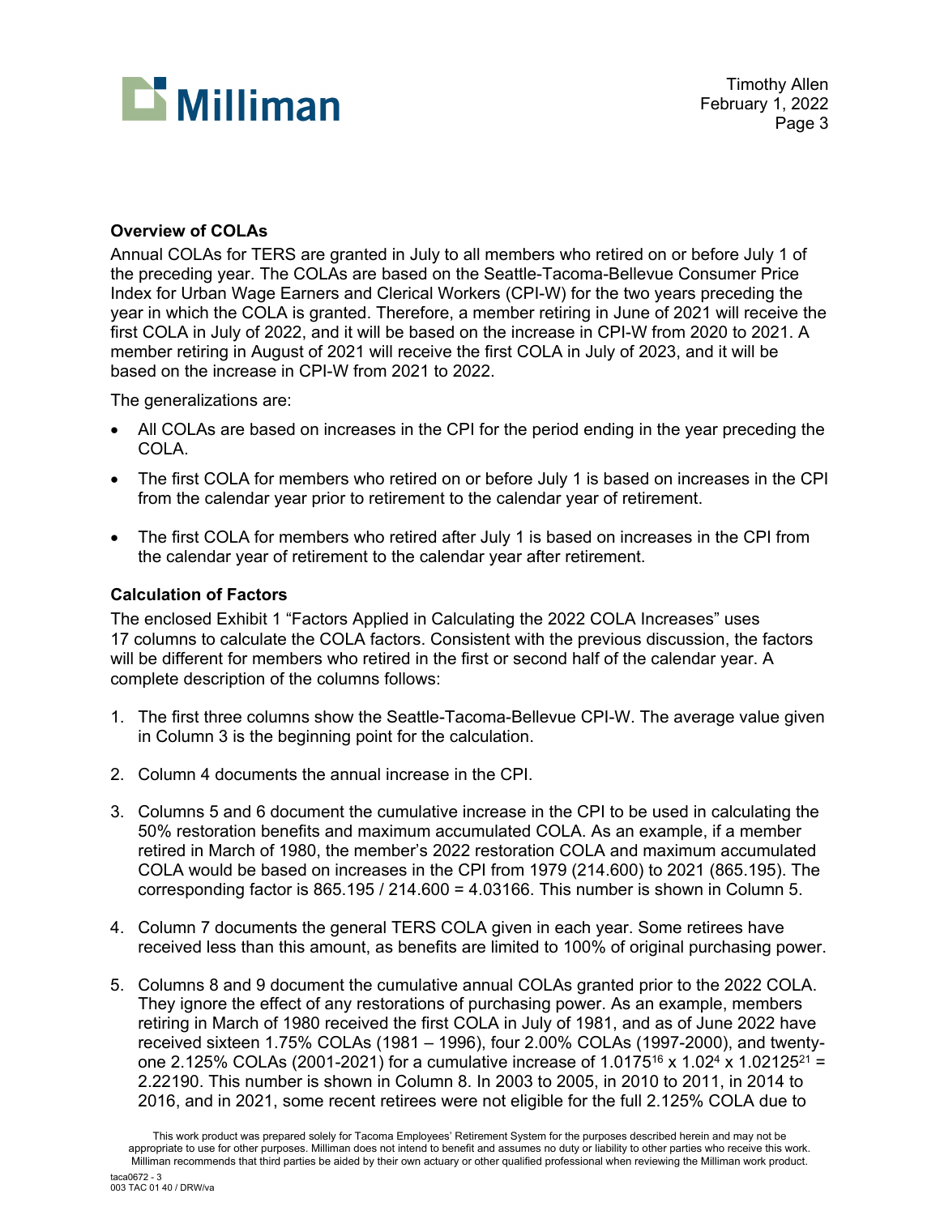### Overview of COLAs

Annual COLAs for TERS are granted in July to all members who retired on or before July 1 of the preceding year. The COLAs are based on the Seattle-Tacoma-Bellevue Consumer Price Index for Urban Wage Earners and Clerical Workers (CPI-W) for the two years preceding the year in which the COLA is granted. Therefore, a member retiring in June of 2021 will receive the first COLA in July of 2022, and it will be based on the increase in CPI-W from 2020 to 2021. A member retiring in August of 2021 will receive the first COLA in July of 2023, and it will be based on the increase in CPI-W from 2021 to 2022.

The generalizations are:

- All COLAs are based on increases in the CPI for the period ending in the year preceding the COLA.
- The first COLA for members who retired on or before July 1 is based on increases in the CPI from the calendar year prior to retirement to the calendar year of retirement.
- The first COLA for members who retired after July 1 is based on increases in the CPI from the calendar year of retirement to the calendar year after retirement.

### Calculation of Factors

The enclosed Exhibit 1 "Factors Applied in Calculating the 2022 COLA Increases" uses 17 columns to calculate the COLA factors. Consistent with the previous discussion, the factors will be different for members who retired in the first or second half of the calendar year. A complete description of the columns follows:

1. The first three columns show the Seattle-Tacoma-Bellevue CPI-W. The average value given in Column 3 is the beginning point for the calculation.
2. Column 4 documents the annual increase in the CPI.
3. Columns 5 and 6 document the cumulative increase in the CPI to be used in calculating the 50% restoration benefits and maximum accumulated COLA. As an example, if a member retired in March of 1980, the member's 2022 restoration COLA and maximum accumulated COLA would be based on increases in the CPI from 1979 (214.600) to 2021 (865.195). The corresponding factor is 865.195 / 214.600 = 4.03166. This number is shown in Column 5.
4. Column 7 documents the general TERS COLA given in each year. Some retirees have received less than this amount, as benefits are limited to 100% of original purchasing power.
5. Columns 8 and 9 document the cumulative annual COLAs granted prior to the 2022 COLA. They ignore the effect of any restorations of purchasing power. As an example, members retiring in March of 1980 received the first COLA in July of 1981, and as of June 2022 have received sixteen 1.75% COLAs (1981 – 1996), four 2.00% COLAs (1997-2000), and twenty-one 2.125% COLAs (2001-2021) for a cumulative increase of $1.0175^{16} \times 1.02^{4} \times 1.02125^{21} = 2.22190$. This number is shown in Column 8. In 2003 to 2005, in 2010 to 2011, in 2014 to 2016, and in 2021, some recent retirees were not eligible for the full 2.125% COLA due to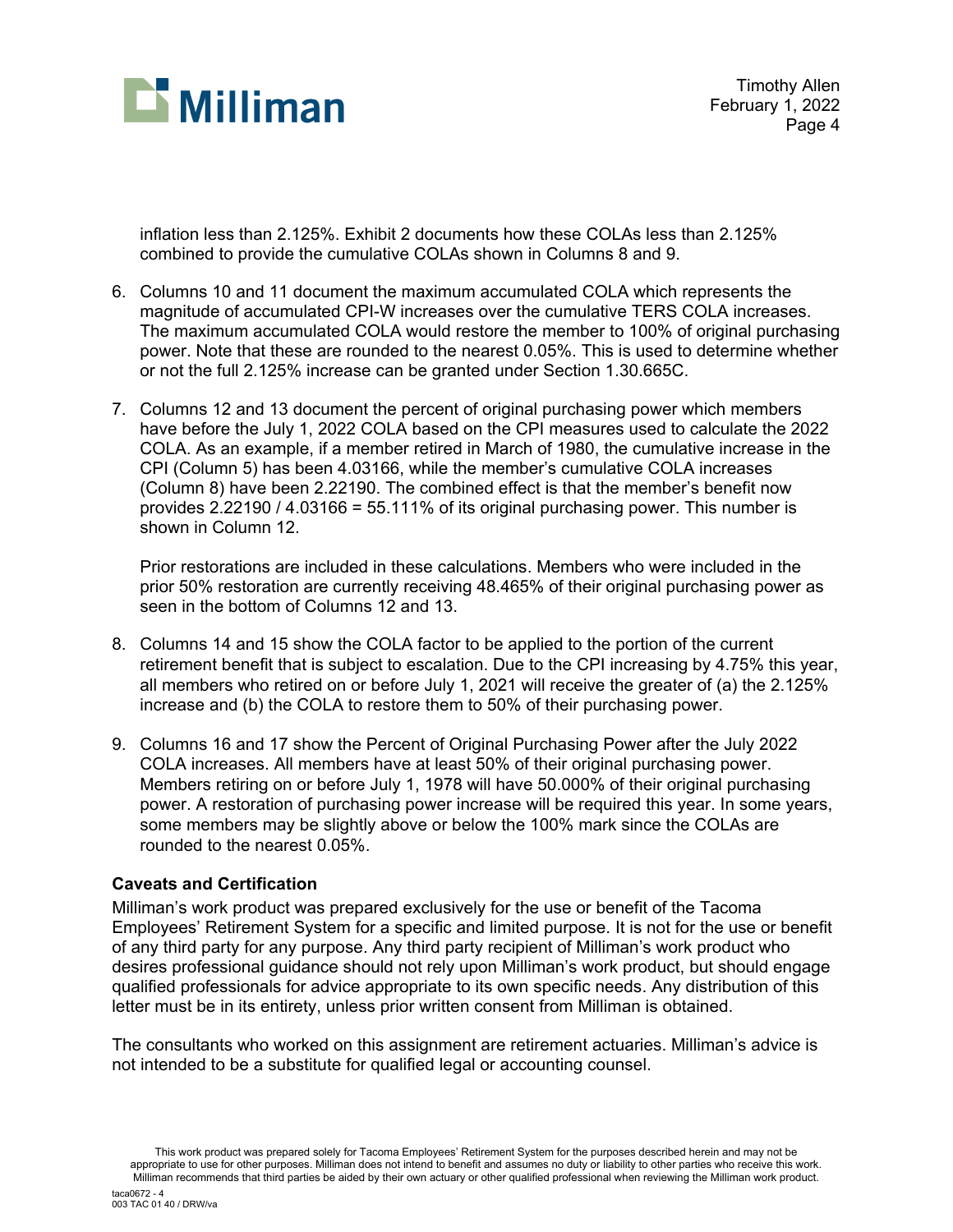inflation less than 2.125%. Exhibit 2 documents how these COLAs less than 2.125% combined to provide the cumulative COLAs shown in Columns 8 and 9.

6. Columns 10 and 11 document the maximum accumulated COLA which represents the magnitude of accumulated CPI-W increases over the cumulative TERS COLA increases. The maximum accumulated COLA would restore the member to 100% of original purchasing power. Note that these are rounded to the nearest 0.05%. This is used to determine whether or not the full 2.125% increase can be granted under Section 1.30.665C.

7. Columns 12 and 13 document the percent of original purchasing power which members have before the July 1, 2022 COLA based on the CPI measures used to calculate the 2022 COLA. As an example, if a member retired in March of 1980, the cumulative increase in the CPI (Column 5) has been 4.03166, while the member's cumulative COLA increases (Column 8) have been 2.22190. The combined effect is that the member's benefit now provides 2.22190 / 4.03166 = 55.111% of its original purchasing power. This number is shown in Column 12.

   Prior restorations are included in these calculations. Members who were included in the prior 50% restoration are currently receiving 48.465% of their original purchasing power as seen in the bottom of Columns 12 and 13.

8. Columns 14 and 15 show the COLA factor to be applied to the portion of the current retirement benefit that is subject to escalation. Due to the CPI increasing by 4.75% this year, all members who retired on or before July 1, 2021 will receive the greater of (a) the 2.125% increase and (b) the COLA to restore them to 50% of their purchasing power.

9. Columns 16 and 17 show the Percent of Original Purchasing Power after the July 2022 COLA increases. All members have at least 50% of their original purchasing power. Members retiring on or before July 1, 1978 will have 50.000% of their original purchasing power. A restoration of purchasing power increase will be required this year. In some years, some members may be slightly above or below the 100% mark since the COLAs are rounded to the nearest 0.05%.

### Caveats and Certification

Milliman's work product was prepared exclusively for the use or benefit of the Tacoma Employees' Retirement System for a specific and limited purpose. It is not for the use or benefit of any third party for any purpose. Any third party recipient of Milliman's work product who desires professional guidance should not rely upon Milliman's work product, but should engage qualified professionals for advice appropriate to its own specific needs. Any distribution of this letter must be in its entirety, unless prior written consent from Milliman is obtained.

The consultants who worked on this assignment are retirement actuaries. Milliman's advice is not intended to be a substitute for qualified legal or accounting counsel.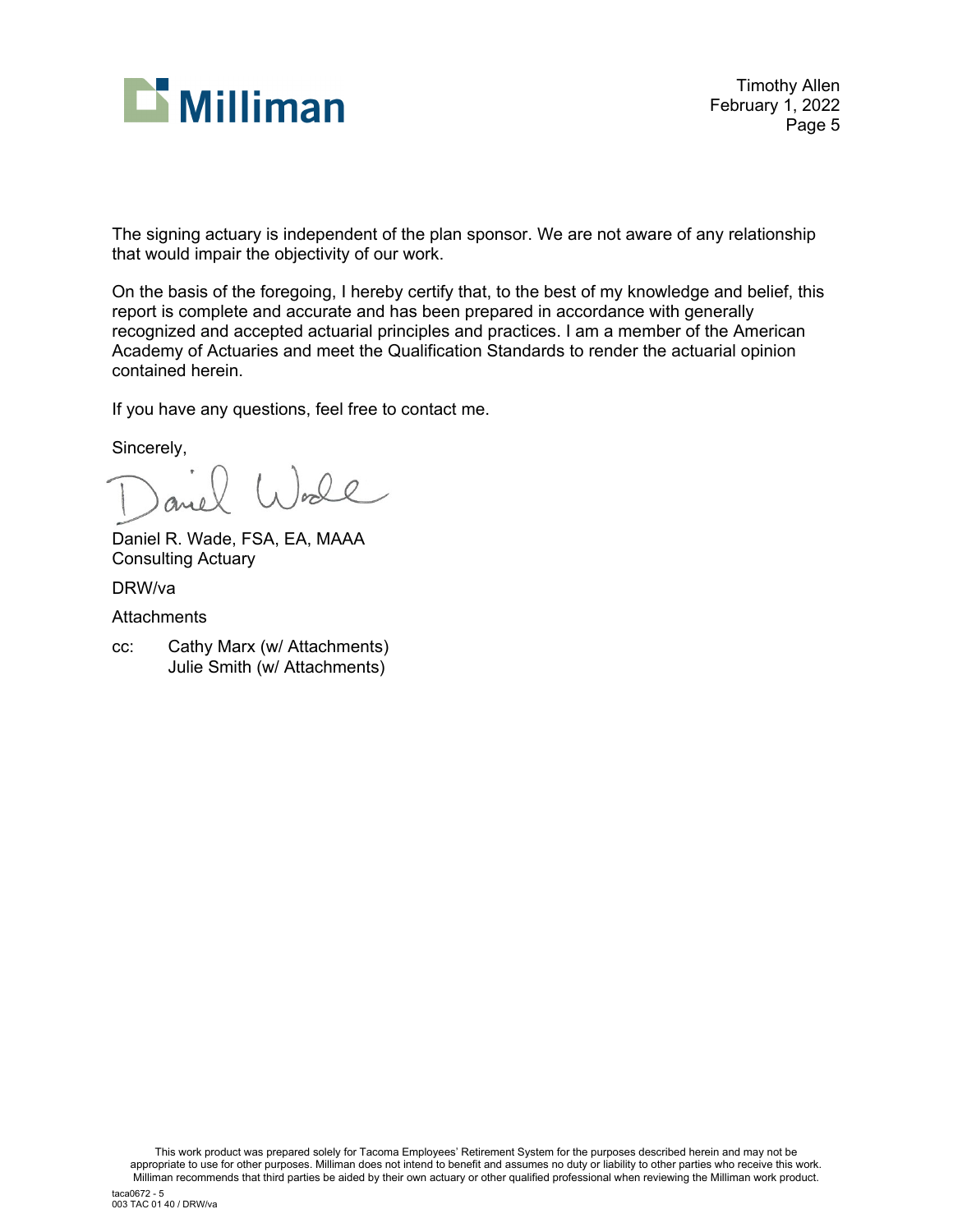The signing actuary is independent of the plan sponsor. We are not aware of any relationship that would impair the objectivity of our work.

On the basis of the foregoing, I hereby certify that, to the best of my knowledge and belief, this report is complete and accurate and has been prepared in accordance with generally recognized and accepted actuarial principles and practices. I am a member of the American Academy of Actuaries and meet the Qualification Standards to render the actuarial opinion contained herein.

If you have any questions, feel free to contact me.

Sincerely,

Daniel R. Wade, FSA, EA, MAAA
Consulting Actuary

DRW/va

Attachments

cc: Cathy Marx (w/ Attachments)
Julie Smith (w/ Attachments)

This work product was prepared solely for Tacoma Employees' Retirement System for the purposes described herein and may not be appropriate to use for other purposes. Milliman does not intend to benefit and assumes no duty or liability to other parties who receive this work. Milliman recommends that third parties be aided by their own actuary or other qualified professional when reviewing the Milliman work product.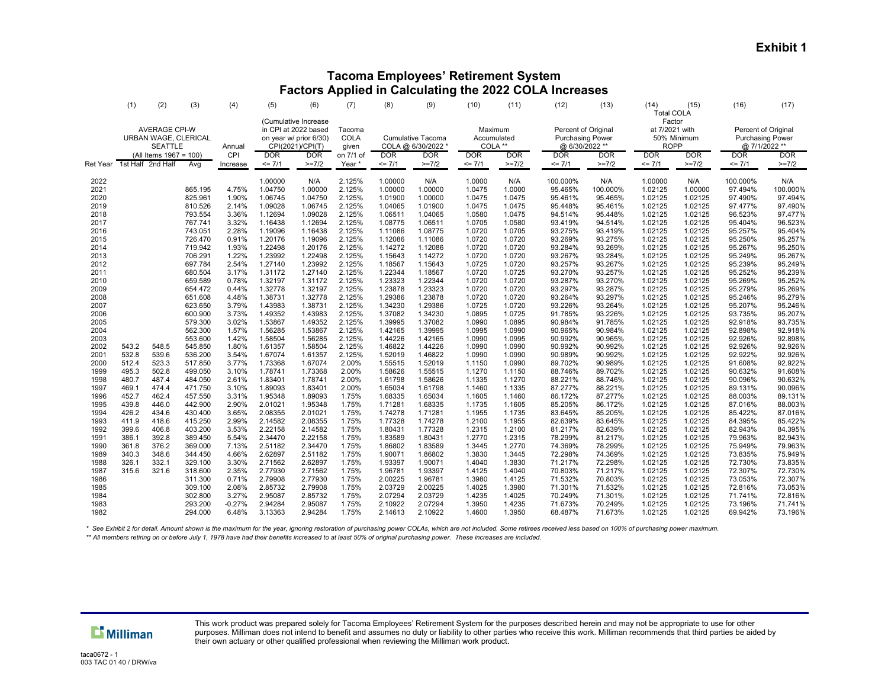**Exhibit 1**

# Tacoma Employees' Retirement System
## Factors Applied in Calculating the 2022 COLA Increases

| | (1) | (2) | (3) | (4) | (5) | (6) | (7) | (8) | (9) | (10) | (11) | (12) | (13) | (14) | (15) | (16) | (17) |
|---|---|---|---|---|---|---|---|---|---|---|---|---|---|---|---|---|---|
| | AVERAGE CPI-W URBAN WAGE, CLERICAL SEATTLE (All Items 1967 = 100) | | | Annual CPI | (Cumulative Increase in CPI at 2022 based on year w/ prior 6/30) CPI(2021)/CPI(T) | | Tacoma COLA given on 7/1 of | Cumulative Tacoma COLA @ 6/30/2022 * | | Maximum Accumulated COLA ** | | Percent of Original Purchasing Power @ 6/30/2022 ** | | Total COLA Factor at 7/2021 with 50% Minimum ROPP | | Percent of Original Purchasing Power @ 7/1/2022 ** | |
| Ret Year | 1st Half | 2nd Half | Avg | Increase | DOR <= 7/1 | DOR >=7/2 | Year * | DOR <= 7/1 | DOR >=7/2 | DOR <= 7/1 | DOR >=7/2 | DOR <= 7/1 | DOR >=7/2 | DOR <= 7/1 | DOR >=7/2 | DOR <= 7/1 | DOR >=7/2 |
| 2022 | | | | | 1.00000 | N/A | 2.125% | 1.00000 | N/A | 1.0000 | N/A | 100.000% | N/A | 1.00000 | N/A | 100.000% | N/A |
| 2021 | | | 865.195 | 4.75% | 1.04750 | 1.00000 | 2.125% | 1.00000 | 1.00000 | 1.0475 | 1.0000 | 95.465% | 100.000% | 1.02125 | 1.00000 | 97.494% | 100.000% |
| 2020 | | | 825.961 | 1.90% | 1.06745 | 1.04750 | 2.125% | 1.01900 | 1.00000 | 1.0475 | 1.0475 | 95.461% | 95.465% | 1.02125 | 1.02125 | 97.490% | 97.494% |
| 2019 | | | 810.526 | 2.14% | 1.09028 | 1.06745 | 2.125% | 1.04065 | 1.01900 | 1.0475 | 1.0475 | 95.448% | 95.461% | 1.02125 | 1.02125 | 97.477% | 97.490% |
| 2018 | | | 793.554 | 3.36% | 1.12694 | 1.09028 | 2.125% | 1.06511 | 1.04065 | 1.0580 | 1.0475 | 94.514% | 95.448% | 1.02125 | 1.02125 | 96.523% | 97.477% |
| 2017 | | | 767.741 | 3.32% | 1.16438 | 1.12694 | 2.125% | 1.08775 | 1.06511 | 1.0705 | 1.0580 | 93.419% | 94.514% | 1.02125 | 1.02125 | 95.404% | 96.523% |
| 2016 | | | 743.051 | 2.28% | 1.19096 | 1.16438 | 2.125% | 1.11086 | 1.08775 | 1.0720 | 1.0705 | 93.275% | 93.419% | 1.02125 | 1.02125 | 95.257% | 95.404% |
| 2015 | | | 726.470 | 0.91% | 1.20176 | 1.19096 | 2.125% | 1.12086 | 1.11086 | 1.0720 | 1.0720 | 93.269% | 93.275% | 1.02125 | 1.02125 | 95.250% | 95.257% |
| 2014 | | | 719.942 | 1.93% | 1.22498 | 1.20176 | 2.125% | 1.14272 | 1.12086 | 1.0720 | 1.0720 | 93.284% | 93.269% | 1.02125 | 1.02125 | 95.267% | 95.250% |
| 2013 | | | 706.291 | 1.22% | 1.23992 | 1.22498 | 2.125% | 1.15643 | 1.14272 | 1.0720 | 1.0720 | 93.267% | 93.284% | 1.02125 | 1.02125 | 95.249% | 95.267% |
| 2012 | | | 697.784 | 2.54% | 1.27140 | 1.23992 | 2.125% | 1.18567 | 1.15643 | 1.0725 | 1.0720 | 93.257% | 93.267% | 1.02125 | 1.02125 | 95.239% | 95.249% |
| 2011 | | | 680.504 | 3.17% | 1.31172 | 1.27140 | 2.125% | 1.22344 | 1.18567 | 1.0720 | 1.0725 | 93.270% | 93.257% | 1.02125 | 1.02125 | 95.252% | 95.239% |
| 2010 | | | 659.589 | 0.78% | 1.32197 | 1.31172 | 2.125% | 1.23323 | 1.22344 | 1.0720 | 1.0720 | 93.287% | 93.270% | 1.02125 | 1.02125 | 95.269% | 95.252% |
| 2009 | | | 654.472 | 0.44% | 1.32778 | 1.32197 | 2.125% | 1.23878 | 1.23323 | 1.0720 | 1.0720 | 93.297% | 93.287% | 1.02125 | 1.02125 | 95.279% | 95.269% |
| 2008 | | | 651.608 | 4.48% | 1.38731 | 1.32778 | 2.125% | 1.29386 | 1.23878 | 1.0720 | 1.0720 | 93.264% | 93.297% | 1.02125 | 1.02125 | 95.246% | 95.279% |
| 2007 | | | 623.650 | 3.79% | 1.43983 | 1.38731 | 2.125% | 1.34230 | 1.29386 | 1.0725 | 1.0720 | 93.226% | 93.264% | 1.02125 | 1.02125 | 95.207% | 95.246% |
| 2006 | | | 600.900 | 3.73% | 1.49352 | 1.43983 | 2.125% | 1.37082 | 1.34230 | 1.0895 | 1.0725 | 91.785% | 93.226% | 1.02125 | 1.02125 | 93.735% | 95.207% |
| 2005 | | | 579.300 | 3.02% | 1.53867 | 1.49352 | 2.125% | 1.39995 | 1.37082 | 1.0990 | 1.0895 | 90.984% | 91.785% | 1.02125 | 1.02125 | 92.918% | 93.735% |
| 2004 | | | 562.300 | 1.57% | 1.56285 | 1.53867 | 2.125% | 1.42165 | 1.39995 | 1.0990 | 1.0990 | 90.965% | 90.984% | 1.02125 | 1.02125 | 92.898% | 92.918% |
| 2003 | | | 553.600 | 1.42% | 1.58504 | 1.56285 | 2.125% | 1.44226 | 1.42165 | 1.0990 | 1.0995 | 90.992% | 90.965% | 1.02125 | 1.02125 | 92.926% | 92.898% |
| 2002 | 543.2 | 548.5 | 545.850 | 1.80% | 1.61357 | 1.58504 | 2.125% | 1.46822 | 1.44226 | 1.0990 | 1.0990 | 90.992% | 90.992% | 1.02125 | 1.02125 | 92.926% | 92.926% |
| 2001 | 532.8 | 539.6 | 536.200 | 3.54% | 1.67074 | 1.61357 | 2.125% | 1.52019 | 1.46822 | 1.0990 | 1.0990 | 90.989% | 90.992% | 1.02125 | 1.02125 | 92.922% | 92.926% |
| 2000 | 512.4 | 523.3 | 517.850 | 3.77% | 1.73368 | 1.67074 | 2.00% | 1.55515 | 1.52019 | 1.1150 | 1.0990 | 89.702% | 90.989% | 1.02125 | 1.02125 | 91.608% | 92.922% |
| 1999 | 495.3 | 502.8 | 499.050 | 3.10% | 1.78741 | 1.73368 | 2.00% | 1.58626 | 1.55515 | 1.1270 | 1.1150 | 88.746% | 89.702% | 1.02125 | 1.02125 | 90.632% | 91.608% |
| 1998 | 480.7 | 487.4 | 484.050 | 2.61% | 1.83401 | 1.78741 | 2.00% | 1.61798 | 1.58626 | 1.1335 | 1.1270 | 88.221% | 88.746% | 1.02125 | 1.02125 | 90.096% | 90.632% |
| 1997 | 469.1 | 474.4 | 471.750 | 3.10% | 1.89093 | 1.83401 | 2.00% | 1.65034 | 1.61798 | 1.1460 | 1.1335 | 87.277% | 88.221% | 1.02125 | 1.02125 | 89.131% | 90.096% |
| 1996 | 452.7 | 462.4 | 457.550 | 3.31% | 1.95348 | 1.89093 | 1.75% | 1.68335 | 1.65034 | 1.1605 | 1.1460 | 86.172% | 87.277% | 1.02125 | 1.02125 | 88.003% | 89.131% |
| 1995 | 439.8 | 446.0 | 442.900 | 2.90% | 2.01021 | 1.95348 | 1.75% | 1.71281 | 1.68335 | 1.1735 | 1.1605 | 85.205% | 86.172% | 1.02125 | 1.02125 | 87.016% | 88.003% |
| 1994 | 426.2 | 434.6 | 430.400 | 3.65% | 2.08355 | 2.01021 | 1.75% | 1.74278 | 1.71281 | 1.1955 | 1.1735 | 83.645% | 85.205% | 1.02125 | 1.02125 | 85.422% | 87.016% |
| 1993 | 411.9 | 418.6 | 415.250 | 2.99% | 2.14582 | 2.08355 | 1.75% | 1.77328 | 1.74278 | 1.2100 | 1.1955 | 82.639% | 83.645% | 1.02125 | 1.02125 | 84.395% | 85.422% |
| 1992 | 399.6 | 406.8 | 403.200 | 3.53% | 2.22158 | 2.14582 | 1.75% | 1.80431 | 1.77328 | 1.2315 | 1.2100 | 81.217% | 82.639% | 1.02125 | 1.02125 | 82.943% | 84.395% |
| 1991 | 386.1 | 392.8 | 389.450 | 5.54% | 2.34470 | 2.22158 | 1.75% | 1.83589 | 1.80431 | 1.2770 | 1.2315 | 78.299% | 81.217% | 1.02125 | 1.02125 | 79.963% | 82.943% |
| 1990 | 361.8 | 376.2 | 369.000 | 7.13% | 2.51182 | 2.34470 | 1.75% | 1.86802 | 1.83589 | 1.3445 | 1.2770 | 74.369% | 78.299% | 1.02125 | 1.02125 | 75.949% | 79.963% |
| 1989 | 340.3 | 348.6 | 344.450 | 4.66% | 2.62897 | 2.51182 | 1.75% | 1.90071 | 1.86802 | 1.3830 | 1.3445 | 72.298% | 74.369% | 1.02125 | 1.02125 | 73.835% | 75.949% |
| 1988 | 326.1 | 332.1 | 329.100 | 3.30% | 2.71562 | 2.62897 | 1.75% | 1.93397 | 1.90071 | 1.4040 | 1.3830 | 71.217% | 72.298% | 1.02125 | 1.02125 | 72.730% | 73.835% |
| 1987 | 315.6 | 321.6 | 318.600 | 2.35% | 2.77930 | 2.71562 | 1.75% | 1.96781 | 1.93397 | 1.4125 | 1.4040 | 70.803% | 71.217% | 1.02125 | 1.02125 | 72.307% | 72.730% |
| 1986 | | | 311.300 | 0.71% | 2.79908 | 2.77930 | 1.75% | 2.00225 | 1.96781 | 1.3980 | 1.4125 | 71.532% | 70.803% | 1.02125 | 1.02125 | 73.053% | 72.307% |
| 1985 | | | 309.100 | 2.08% | 2.85732 | 2.79908 | 1.75% | 2.03729 | 2.00225 | 1.4025 | 1.3980 | 71.301% | 71.532% | 1.02125 | 1.02125 | 72.816% | 73.053% |
| 1984 | | | 302.800 | 3.27% | 2.95087 | 2.85732 | 1.75% | 2.07294 | 2.03729 | 1.4235 | 1.4025 | 70.249% | 71.301% | 1.02125 | 1.02125 | 71.741% | 72.816% |
| 1983 | | | 293.200 | -0.27% | 2.94284 | 2.95087 | 1.75% | 2.10922 | 2.07294 | 1.3950 | 1.4235 | 71.673% | 70.249% | 1.02125 | 1.02125 | 73.196% | 71.741% |
| 1982 | | | 294.000 | 6.48% | 3.13363 | 2.94284 | 1.75% | 2.14613 | 2.10922 | 1.4600 | 1.3950 | 68.487% | 71.673% | 1.02125 | 1.02125 | 69.942% | 73.196% |

*\* See Exhibit 2 for detail. Amount shown is the maximum for the year, ignoring restoration of purchasing power COLAs, which are not included. Some retirees received less based on 100% of purchasing power maximum.*

*\*\* All members retiring on or before July 1, 1978 have had their benefits increased to at least 50% of original purchasing power. These increases are included.*

Milliman

This work product was prepared solely for Tacoma Employees' Retirement System for the purposes described herein and may not be appropriate to use for other purposes. Milliman does not intend to benefit and assumes no duty or liability to other parties who receive this work. Milliman recommends that third parties be aided by their own actuary or other qualified professional when reviewing the Milliman work product.

taca0672 - 1
003 TAC 01 40 / DRW/va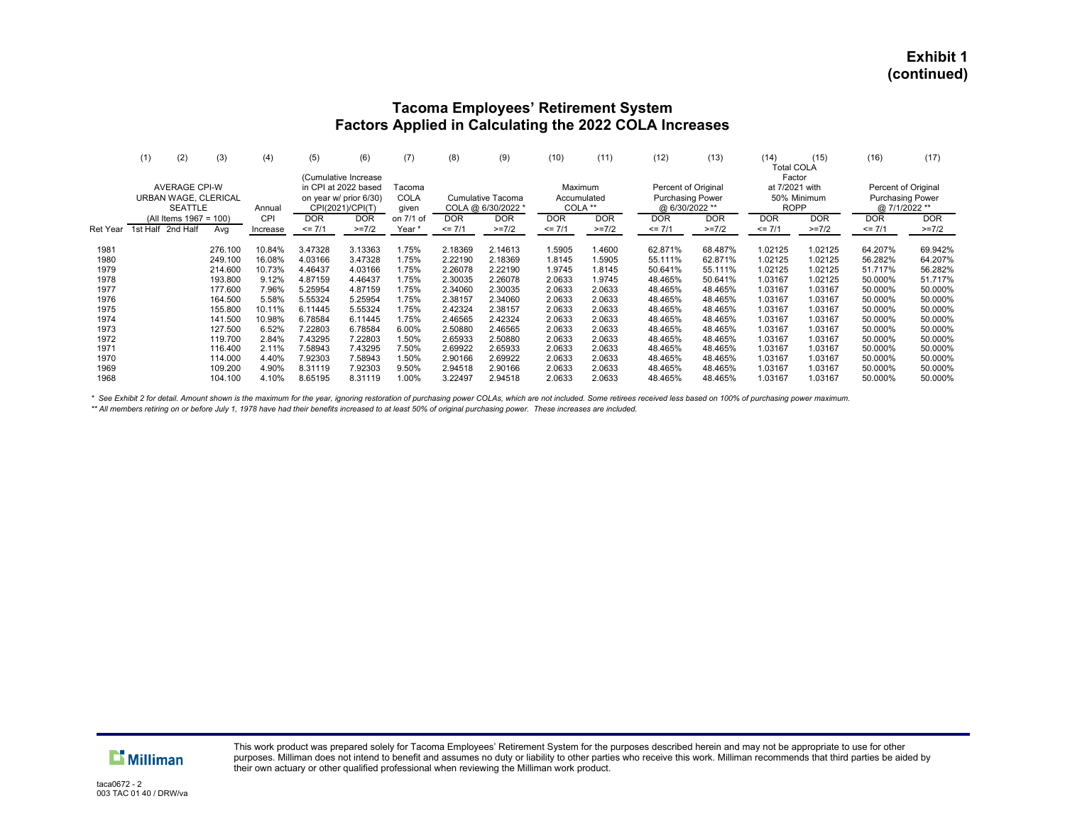**Exhibit 1 (continued)**

## Tacoma Employees' Retirement System
## Factors Applied in Calculating the 2022 COLA Increases

| | (1) | (2) | (3) | (4) | (5) | (6) | (7) | (8) | (9) | (10) | (11) | (12) | (13) | (14) | (15) | (16) | (17) |
|---|---|---|---|---|---|---|---|---|---|---|---|---|---|---|---|---|---|
| | AVERAGE CPI-W URBAN WAGE, CLERICAL SEATTLE (All Items 1967 = 100) | | | Annual CPI | (Cumulative Increase in CPI at 2022 based on year w/ prior 6/30) CPI(2021)/CPI(T) | | Tacoma COLA given on 7/1 of Year * | Cumulative Tacoma COLA @ 6/30/2022 * | | Maximum Accumulated COLA ** | | Percent of Original Purchasing Power @ 6/30/2022 ** | | Total COLA Factor at 7/2021 with 50% Minimum ROPP | | Percent of Original Purchasing Power @ 7/1/2022 ** | |
| Ret Year | 1st Half | 2nd Half | Avg | Increase | DOR <= 7/1 | DOR >=7/2 | | DOR <= 7/1 | DOR >=7/2 | DOR <= 7/1 | DOR >=7/2 | DOR <= 7/1 | DOR >=7/2 | DOR <= 7/1 | DOR >=7/2 | DOR <= 7/1 | DOR >=7/2 |
| 1981 | | | 276.100 | 10.84% | 3.47328 | 3.13363 | 1.75% | 2.18369 | 2.14613 | 1.5905 | 1.4600 | 62.871% | 68.487% | 1.02125 | 1.02125 | 64.207% | 69.942% |
| 1980 | | | 249.100 | 16.08% | 4.03166 | 3.47328 | 1.75% | 2.22190 | 2.18369 | 1.8145 | 1.5905 | 55.111% | 62.871% | 1.02125 | 1.02125 | 56.282% | 64.207% |
| 1979 | | | 214.600 | 10.73% | 4.46437 | 4.03166 | 1.75% | 2.26078 | 2.22190 | 1.9745 | 1.8145 | 50.641% | 55.111% | 1.02125 | 1.02125 | 51.717% | 56.282% |
| 1978 | | | 193.800 | 9.12% | 4.87159 | 4.46437 | 1.75% | 2.30035 | 2.26078 | 2.0633 | 1.9745 | 48.465% | 50.641% | 1.03167 | 1.02125 | 50.000% | 51.717% |
| 1977 | | | 177.600 | 7.96% | 5.25954 | 4.87159 | 1.75% | 2.34060 | 2.30035 | 2.0633 | 2.0633 | 48.465% | 48.465% | 1.03167 | 1.03167 | 50.000% | 50.000% |
| 1976 | | | 164.500 | 5.58% | 5.55324 | 5.25954 | 1.75% | 2.38157 | 2.34060 | 2.0633 | 2.0633 | 48.465% | 48.465% | 1.03167 | 1.03167 | 50.000% | 50.000% |
| 1975 | | | 155.800 | 10.11% | 6.11445 | 5.55324 | 1.75% | 2.42324 | 2.38157 | 2.0633 | 2.0633 | 48.465% | 48.465% | 1.03167 | 1.03167 | 50.000% | 50.000% |
| 1974 | | | 141.500 | 10.98% | 6.78584 | 6.11445 | 1.75% | 2.46565 | 2.42324 | 2.0633 | 2.0633 | 48.465% | 48.465% | 1.03167 | 1.03167 | 50.000% | 50.000% |
| 1973 | | | 127.500 | 6.52% | 7.22803 | 6.78584 | 6.00% | 2.50880 | 2.46565 | 2.0633 | 2.0633 | 48.465% | 48.465% | 1.03167 | 1.03167 | 50.000% | 50.000% |
| 1972 | | | 119.700 | 2.84% | 7.43295 | 7.22803 | 1.50% | 2.65933 | 2.50880 | 2.0633 | 2.0633 | 48.465% | 48.465% | 1.03167 | 1.03167 | 50.000% | 50.000% |
| 1971 | | | 116.400 | 2.11% | 7.58943 | 7.43295 | 7.50% | 2.69922 | 2.65933 | 2.0633 | 2.0633 | 48.465% | 48.465% | 1.03167 | 1.03167 | 50.000% | 50.000% |
| 1970 | | | 114.000 | 4.40% | 7.92303 | 7.58943 | 1.50% | 2.90166 | 2.69922 | 2.0633 | 2.0633 | 48.465% | 48.465% | 1.03167 | 1.03167 | 50.000% | 50.000% |
| 1969 | | | 109.200 | 4.90% | 8.31119 | 7.92303 | 9.50% | 2.94518 | 2.90166 | 2.0633 | 2.0633 | 48.465% | 48.465% | 1.03167 | 1.03167 | 50.000% | 50.000% |
| 1968 | | | 104.100 | 4.10% | 8.65195 | 8.31119 | 1.00% | 3.22497 | 2.94518 | 2.0633 | 2.0633 | 48.465% | 48.465% | 1.03167 | 1.03167 | 50.000% | 50.000% |

*\* See Exhibit 2 for detail. Amount shown is the maximum for the year, ignoring restoration of purchasing power COLAs, which are not included. Some retirees received less based on 100% of purchasing power maximum.*

*\*\* All members retiring on or before July 1, 1978 have had their benefits increased to at least 50% of original purchasing power. These increases are included.*

This work product was prepared solely for Tacoma Employees' Retirement System for the purposes described herein and may not be appropriate to use for other purposes. Milliman does not intend to benefit and assumes no duty or liability to other parties who receive this work. Milliman recommends that third parties be aided by their own actuary or other qualified professional when reviewing the Milliman work product.

taca0672 - 2
003 TAC 01 40 / DRW/va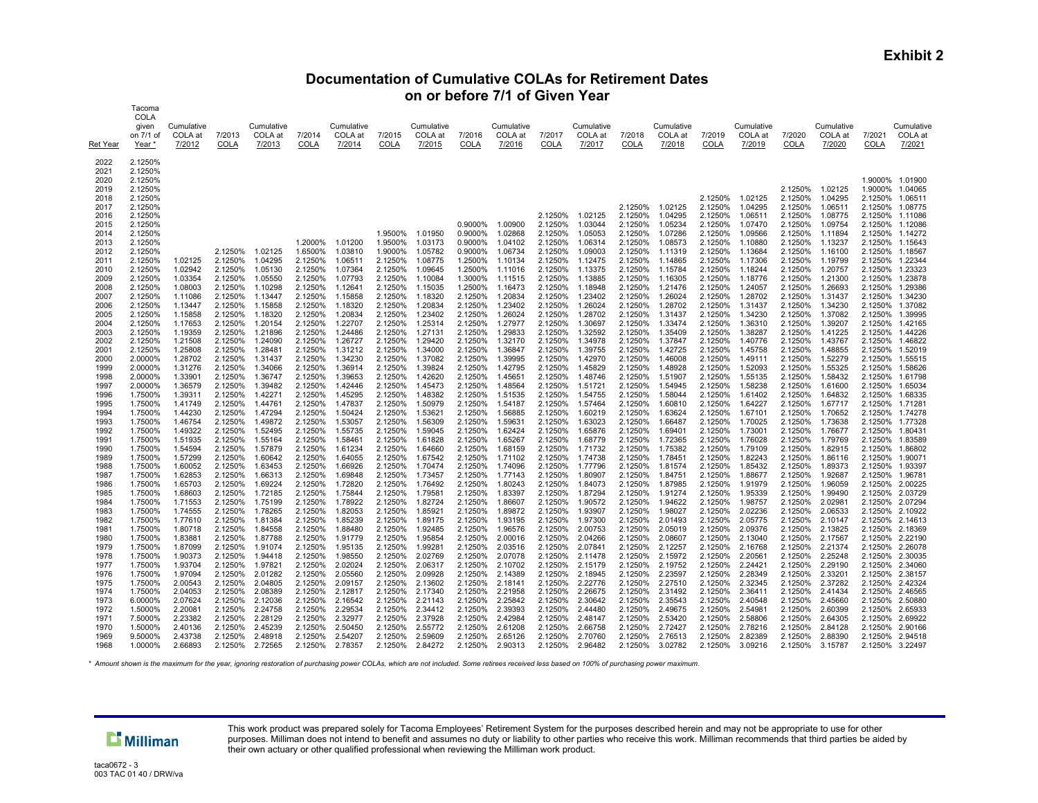# Exhibit 2

## Documentation of Cumulative COLAs for Retirement Dates on or before 7/1 of Given Year

| Ret Year | Tacoma COLA given on 7/1 of Year * | Cumulative COLA at 7/2012 | 7/2013 COLA | Cumulative COLA at 7/2013 | 7/2014 COLA | Cumulative COLA at 7/2014 | 7/2015 COLA | Cumulative COLA at 7/2015 | 7/2016 COLA | Cumulative COLA at 7/2016 | 7/2017 COLA | Cumulative COLA at 7/2017 | 7/2018 COLA | Cumulative COLA at 7/2018 | 7/2019 COLA | Cumulative COLA at 7/2019 | 7/2020 COLA | Cumulative COLA at 7/2020 | 7/2021 COLA | Cumulative COLA at 7/2021 |
|---|---|---|---|---|---|---|---|---|---|---|---|---|---|---|---|---|---|---|---|---|
| 2022 | 2.1250% | | | | | | | | | | | | | | | | | | | |
| 2021 | 2.1250% | | | | | | | | | | | | | | | | | | | |
| 2020 | 2.1250% | | | | | | | | | | | | | | | | | | 1.9000% | 1.01900 |
| 2019 | 2.1250% | | | | | | | | | | | | | | | | 2.1250% | 1.02125 | 1.9000% | 1.04065 |
| 2018 | 2.1250% | | | | | | | | | | | | | | 2.1250% | 1.02125 | 2.1250% | 1.04295 | 2.1250% | 1.06511 |
| 2017 | 2.1250% | | | | | | | | | | | | 2.1250% | 1.02125 | 2.1250% | 1.04295 | 2.1250% | 1.06511 | 2.1250% | 1.08775 |
| 2016 | 2.1250% | | | | | | | | | | 2.1250% | 1.02125 | 2.1250% | 1.04295 | 2.1250% | 1.06511 | 2.1250% | 1.08775 | 2.1250% | 1.11086 |
| 2015 | 2.1250% | | | | | | | | 0.9000% | 1.00900 | 2.1250% | 1.03044 | 2.1250% | 1.05234 | 2.1250% | 1.07470 | 2.1250% | 1.09754 | 2.1250% | 1.12086 |
| 2014 | 2.1250% | | | | | | 1.9500% | 1.01950 | 0.9000% | 1.02868 | 2.1250% | 1.05053 | 2.1250% | 1.07286 | 2.1250% | 1.09566 | 2.1250% | 1.11894 | 2.1250% | 1.14272 |
| 2013 | 2.1250% | | | | 1.2000% | 1.01200 | 1.9500% | 1.03173 | 0.9000% | 1.04102 | 2.1250% | 1.06314 | 2.1250% | 1.08573 | 2.1250% | 1.10880 | 2.1250% | 1.13237 | 2.1250% | 1.15643 |
| 2012 | 2.1250% | | 2.1250% | 1.02125 | 1.6500% | 1.03810 | 1.9000% | 1.05782 | 0.9000% | 1.06734 | 2.1250% | 1.09003 | 2.1250% | 1.11319 | 2.1250% | 1.13684 | 2.1250% | 1.16100 | 2.1250% | 1.18567 |
| 2011 | 2.1250% | 1.02125 | 2.1250% | 1.04295 | 2.1250% | 1.06511 | 2.1250% | 1.08775 | 1.2500% | 1.10134 | 2.1250% | 1.12475 | 2.1250% | 1.14865 | 2.1250% | 1.17306 | 2.1250% | 1.19799 | 2.1250% | 1.22344 |
| 2010 | 2.1250% | 1.02942 | 2.1250% | 1.05130 | 2.1250% | 1.07364 | 2.1250% | 1.09645 | 1.2500% | 1.11016 | 2.1250% | 1.13375 | 2.1250% | 1.15784 | 2.1250% | 1.18244 | 2.1250% | 1.20757 | 2.1250% | 1.23323 |
| 2009 | 2.1250% | 1.03354 | 2.1250% | 1.05550 | 2.1250% | 1.07793 | 2.1250% | 1.10084 | 1.3000% | 1.11515 | 2.1250% | 1.13885 | 2.1250% | 1.16305 | 2.1250% | 1.18776 | 2.1250% | 1.21300 | 2.1250% | 1.23878 |
| 2008 | 2.1250% | 1.08003 | 2.1250% | 1.10298 | 2.1250% | 1.12641 | 2.1250% | 1.15035 | 1.2500% | 1.16473 | 2.1250% | 1.18948 | 2.1250% | 1.21476 | 2.1250% | 1.24057 | 2.1250% | 1.26693 | 2.1250% | 1.29386 |
| 2007 | 2.1250% | 1.11086 | 2.1250% | 1.13447 | 2.1250% | 1.15858 | 2.1250% | 1.18320 | 2.1250% | 1.20834 | 2.1250% | 1.23402 | 2.1250% | 1.26024 | 2.1250% | 1.28702 | 2.1250% | 1.31437 | 2.1250% | 1.34230 |
| 2006 | 2.1250% | 1.13447 | 2.1250% | 1.15858 | 2.1250% | 1.18320 | 2.1250% | 1.20834 | 2.1250% | 1.23402 | 2.1250% | 1.26024 | 2.1250% | 1.28702 | 2.1250% | 1.31437 | 2.1250% | 1.34230 | 2.1250% | 1.37082 |
| 2005 | 2.1250% | 1.15858 | 2.1250% | 1.18320 | 2.1250% | 1.20834 | 2.1250% | 1.23402 | 2.1250% | 1.26024 | 2.1250% | 1.28702 | 2.1250% | 1.31437 | 2.1250% | 1.34230 | 2.1250% | 1.37082 | 2.1250% | 1.39995 |
| 2004 | 2.1250% | 1.17653 | 2.1250% | 1.20154 | 2.1250% | 1.22707 | 2.1250% | 1.25314 | 2.1250% | 1.27977 | 2.1250% | 1.30697 | 2.1250% | 1.33474 | 2.1250% | 1.36310 | 2.1250% | 1.39207 | 2.1250% | 1.42165 |
| 2003 | 2.1250% | 1.19359 | 2.1250% | 1.21896 | 2.1250% | 1.24486 | 2.1250% | 1.27131 | 2.1250% | 1.29833 | 2.1250% | 1.32592 | 2.1250% | 1.35409 | 2.1250% | 1.38287 | 2.1250% | 1.41225 | 2.1250% | 1.44226 |
| 2002 | 2.1250% | 1.21508 | 2.1250% | 1.24090 | 2.1250% | 1.26727 | 2.1250% | 1.29420 | 2.1250% | 1.32170 | 2.1250% | 1.34978 | 2.1250% | 1.37847 | 2.1250% | 1.40776 | 2.1250% | 1.43767 | 2.1250% | 1.46822 |
| 2001 | 2.1250% | 1.25808 | 2.1250% | 1.28481 | 2.1250% | 1.31212 | 2.1250% | 1.34000 | 2.1250% | 1.36847 | 2.1250% | 1.39755 | 2.1250% | 1.42725 | 2.1250% | 1.45758 | 2.1250% | 1.48855 | 2.1250% | 1.52019 |
| 2000 | 2.0000% | 1.28702 | 2.1250% | 1.31437 | 2.1250% | 1.34230 | 2.1250% | 1.37082 | 2.1250% | 1.39995 | 2.1250% | 1.42970 | 2.1250% | 1.46008 | 2.1250% | 1.49111 | 2.1250% | 1.52279 | 2.1250% | 1.55515 |
| 1999 | 2.0000% | 1.31276 | 2.1250% | 1.34066 | 2.1250% | 1.36914 | 2.1250% | 1.39824 | 2.1250% | 1.42795 | 2.1250% | 1.45829 | 2.1250% | 1.48928 | 2.1250% | 1.52093 | 2.1250% | 1.55325 | 2.1250% | 1.58626 |
| 1998 | 2.0000% | 1.33901 | 2.1250% | 1.36747 | 2.1250% | 1.39653 | 2.1250% | 1.42620 | 2.1250% | 1.45651 | 2.1250% | 1.48746 | 2.1250% | 1.51907 | 2.1250% | 1.55135 | 2.1250% | 1.58432 | 2.1250% | 1.61798 |
| 1997 | 2.0000% | 1.36579 | 2.1250% | 1.39482 | 2.1250% | 1.42446 | 2.1250% | 1.45473 | 2.1250% | 1.48564 | 2.1250% | 1.51721 | 2.1250% | 1.54945 | 2.1250% | 1.58238 | 2.1250% | 1.61600 | 2.1250% | 1.65034 |
| 1996 | 1.7500% | 1.39311 | 2.1250% | 1.42271 | 2.1250% | 1.45295 | 2.1250% | 1.48382 | 2.1250% | 1.51535 | 2.1250% | 1.54755 | 2.1250% | 1.58044 | 2.1250% | 1.61402 | 2.1250% | 1.64832 | 2.1250% | 1.68335 |
| 1995 | 1.7500% | 1.41749 | 2.1250% | 1.44761 | 2.1250% | 1.47837 | 2.1250% | 1.50979 | 2.1250% | 1.54187 | 2.1250% | 1.57464 | 2.1250% | 1.60810 | 2.1250% | 1.64227 | 2.1250% | 1.67717 | 2.1250% | 1.71281 |
| 1994 | 1.7500% | 1.44230 | 2.1250% | 1.47294 | 2.1250% | 1.50424 | 2.1250% | 1.53621 | 2.1250% | 1.56885 | 2.1250% | 1.60219 | 2.1250% | 1.63624 | 2.1250% | 1.67101 | 2.1250% | 1.70652 | 2.1250% | 1.74278 |
| 1993 | 1.7500% | 1.46754 | 2.1250% | 1.49872 | 2.1250% | 1.53057 | 2.1250% | 1.56309 | 2.1250% | 1.59631 | 2.1250% | 1.63023 | 2.1250% | 1.66487 | 2.1250% | 1.70025 | 2.1250% | 1.73638 | 2.1250% | 1.77328 |
| 1992 | 1.7500% | 1.49322 | 2.1250% | 1.52495 | 2.1250% | 1.55735 | 2.1250% | 1.59045 | 2.1250% | 1.62424 | 2.1250% | 1.65876 | 2.1250% | 1.69401 | 2.1250% | 1.73001 | 2.1250% | 1.76677 | 2.1250% | 1.80431 |
| 1991 | 1.7500% | 1.51935 | 2.1250% | 1.55164 | 2.1250% | 1.58461 | 2.1250% | 1.61828 | 2.1250% | 1.65267 | 2.1250% | 1.68779 | 2.1250% | 1.72365 | 2.1250% | 1.76028 | 2.1250% | 1.79769 | 2.1250% | 1.83589 |
| 1990 | 1.7500% | 1.54594 | 2.1250% | 1.57879 | 2.1250% | 1.61234 | 2.1250% | 1.64660 | 2.1250% | 1.68159 | 2.1250% | 1.71732 | 2.1250% | 1.75382 | 2.1250% | 1.79109 | 2.1250% | 1.82915 | 2.1250% | 1.86802 |
| 1989 | 1.7500% | 1.57299 | 2.1250% | 1.60642 | 2.1250% | 1.64055 | 2.1250% | 1.67542 | 2.1250% | 1.71102 | 2.1250% | 1.74738 | 2.1250% | 1.78451 | 2.1250% | 1.82243 | 2.1250% | 1.86116 | 2.1250% | 1.90071 |
| 1988 | 1.7500% | 1.60052 | 2.1250% | 1.63453 | 2.1250% | 1.66926 | 2.1250% | 1.70474 | 2.1250% | 1.74096 | 2.1250% | 1.77796 | 2.1250% | 1.81574 | 2.1250% | 1.85432 | 2.1250% | 1.89373 | 2.1250% | 1.93397 |
| 1987 | 1.7500% | 1.62853 | 2.1250% | 1.66313 | 2.1250% | 1.69848 | 2.1250% | 1.73457 | 2.1250% | 1.77143 | 2.1250% | 1.80907 | 2.1250% | 1.84751 | 2.1250% | 1.88677 | 2.1250% | 1.92687 | 2.1250% | 1.96781 |
| 1986 | 1.7500% | 1.65703 | 2.1250% | 1.69224 | 2.1250% | 1.72820 | 2.1250% | 1.76492 | 2.1250% | 1.80243 | 2.1250% | 1.84073 | 2.1250% | 1.87985 | 2.1250% | 1.91979 | 2.1250% | 1.96059 | 2.1250% | 2.00225 |
| 1985 | 1.7500% | 1.68603 | 2.1250% | 1.72185 | 2.1250% | 1.75844 | 2.1250% | 1.79581 | 2.1250% | 1.83397 | 2.1250% | 1.87294 | 2.1250% | 1.91274 | 2.1250% | 1.95339 | 2.1250% | 1.99490 | 2.1250% | 2.03729 |
| 1984 | 1.7500% | 1.71553 | 2.1250% | 1.75199 | 2.1250% | 1.78922 | 2.1250% | 1.82724 | 2.1250% | 1.86607 | 2.1250% | 1.90572 | 2.1250% | 1.94622 | 2.1250% | 1.98757 | 2.1250% | 2.02981 | 2.1250% | 2.07294 |
| 1983 | 1.7500% | 1.74555 | 2.1250% | 1.78265 | 2.1250% | 1.82053 | 2.1250% | 1.85921 | 2.1250% | 1.89872 | 2.1250% | 1.93907 | 2.1250% | 1.98027 | 2.1250% | 2.02236 | 2.1250% | 2.06533 | 2.1250% | 2.10922 |
| 1982 | 1.7500% | 1.77610 | 2.1250% | 1.81384 | 2.1250% | 1.85239 | 2.1250% | 1.89175 | 2.1250% | 1.93195 | 2.1250% | 1.97300 | 2.1250% | 2.01493 | 2.1250% | 2.05775 | 2.1250% | 2.10147 | 2.1250% | 2.14613 |
| 1981 | 1.7500% | 1.80718 | 2.1250% | 1.84558 | 2.1250% | 1.88480 | 2.1250% | 1.92485 | 2.1250% | 1.96576 | 2.1250% | 2.00753 | 2.1250% | 2.05019 | 2.1250% | 2.09376 | 2.1250% | 2.13825 | 2.1250% | 2.18369 |
| 1980 | 1.7500% | 1.83881 | 2.1250% | 1.87788 | 2.1250% | 1.91779 | 2.1250% | 1.95854 | 2.1250% | 2.00016 | 2.1250% | 2.04266 | 2.1250% | 2.08607 | 2.1250% | 2.13040 | 2.1250% | 2.17567 | 2.1250% | 2.22190 |
| 1979 | 1.7500% | 1.87099 | 2.1250% | 1.91074 | 2.1250% | 1.95135 | 2.1250% | 1.99281 | 2.1250% | 2.03516 | 2.1250% | 2.07841 | 2.1250% | 2.12257 | 2.1250% | 2.16768 | 2.1250% | 2.21374 | 2.1250% | 2.26078 |
| 1978 | 1.7500% | 1.90373 | 2.1250% | 1.94418 | 2.1250% | 1.98550 | 2.1250% | 2.02769 | 2.1250% | 2.07078 | 2.1250% | 2.11478 | 2.1250% | 2.15972 | 2.1250% | 2.20561 | 2.1250% | 2.25248 | 2.1250% | 2.30035 |
| 1977 | 1.7500% | 1.93704 | 2.1250% | 1.97821 | 2.1250% | 2.02024 | 2.1250% | 2.06317 | 2.1250% | 2.10702 | 2.1250% | 2.15179 | 2.1250% | 2.19752 | 2.1250% | 2.24421 | 2.1250% | 2.29190 | 2.1250% | 2.34060 |
| 1976 | 1.7500% | 1.97094 | 2.1250% | 2.01282 | 2.1250% | 2.05560 | 2.1250% | 2.09928 | 2.1250% | 2.14389 | 2.1250% | 2.18945 | 2.1250% | 2.23597 | 2.1250% | 2.28349 | 2.1250% | 2.33201 | 2.1250% | 2.38157 |
| 1975 | 1.7500% | 2.00543 | 2.1250% | 2.04805 | 2.1250% | 2.09157 | 2.1250% | 2.13602 | 2.1250% | 2.18141 | 2.1250% | 2.22776 | 2.1250% | 2.27510 | 2.1250% | 2.32345 | 2.1250% | 2.37282 | 2.1250% | 2.42324 |
| 1974 | 1.7500% | 2.04053 | 2.1250% | 2.08389 | 2.1250% | 2.12817 | 2.1250% | 2.17340 | 2.1250% | 2.21958 | 2.1250% | 2.26675 | 2.1250% | 2.31492 | 2.1250% | 2.36411 | 2.1250% | 2.41434 | 2.1250% | 2.46565 |
| 1973 | 6.0000% | 2.07624 | 2.1250% | 2.12036 | 2.1250% | 2.16542 | 2.1250% | 2.21143 | 2.1250% | 2.25842 | 2.1250% | 2.30642 | 2.1250% | 2.35543 | 2.1250% | 2.40548 | 2.1250% | 2.45660 | 2.1250% | 2.50880 |
| 1972 | 1.5000% | 2.20081 | 2.1250% | 2.24758 | 2.1250% | 2.29534 | 2.1250% | 2.34412 | 2.1250% | 2.39393 | 2.1250% | 2.44480 | 2.1250% | 2.49675 | 2.1250% | 2.54981 | 2.1250% | 2.60399 | 2.1250% | 2.65933 |
| 1971 | 7.5000% | 2.23382 | 2.1250% | 2.28129 | 2.1250% | 2.32977 | 2.1250% | 2.37928 | 2.1250% | 2.42984 | 2.1250% | 2.48147 | 2.1250% | 2.53420 | 2.1250% | 2.58806 | 2.1250% | 2.64305 | 2.1250% | 2.69922 |
| 1970 | 1.5000% | 2.40136 | 2.1250% | 2.45239 | 2.1250% | 2.50450 | 2.1250% | 2.55772 | 2.1250% | 2.61208 | 2.1250% | 2.66758 | 2.1250% | 2.72427 | 2.1250% | 2.78216 | 2.1250% | 2.84128 | 2.1250% | 2.90166 |
| 1969 | 9.5000% | 2.43738 | 2.1250% | 2.48918 | 2.1250% | 2.54207 | 2.1250% | 2.59609 | 2.1250% | 2.65126 | 2.1250% | 2.70760 | 2.1250% | 2.76513 | 2.1250% | 2.82389 | 2.1250% | 2.88390 | 2.1250% | 2.94518 |
| 1968 | 1.0000% | 2.66893 | 2.1250% | 2.72565 | 2.1250% | 2.78357 | 2.1250% | 2.84272 | 2.1250% | 2.90313 | 2.1250% | 2.96482 | 2.1250% | 3.02782 | 2.1250% | 3.09216 | 2.1250% | 3.15787 | 2.1250% | 3.22497 |

* *Amount shown is the maximum for the year, ignoring restoration of purchasing power COLAs, which are not included. Some retirees received less based on 100% of purchasing power maximum.*

Milliman

This work product was prepared solely for Tacoma Employees' Retirement System for the purposes described herein and may not be appropriate to use for other purposes. Milliman does not intend to benefit and assumes no duty or liability to other parties who receive this work. Milliman recommends that third parties be aided by their own actuary or other qualified professional when reviewing the Milliman work product.

taca0672 - 3
003 TAC 01 40 / DRW/va